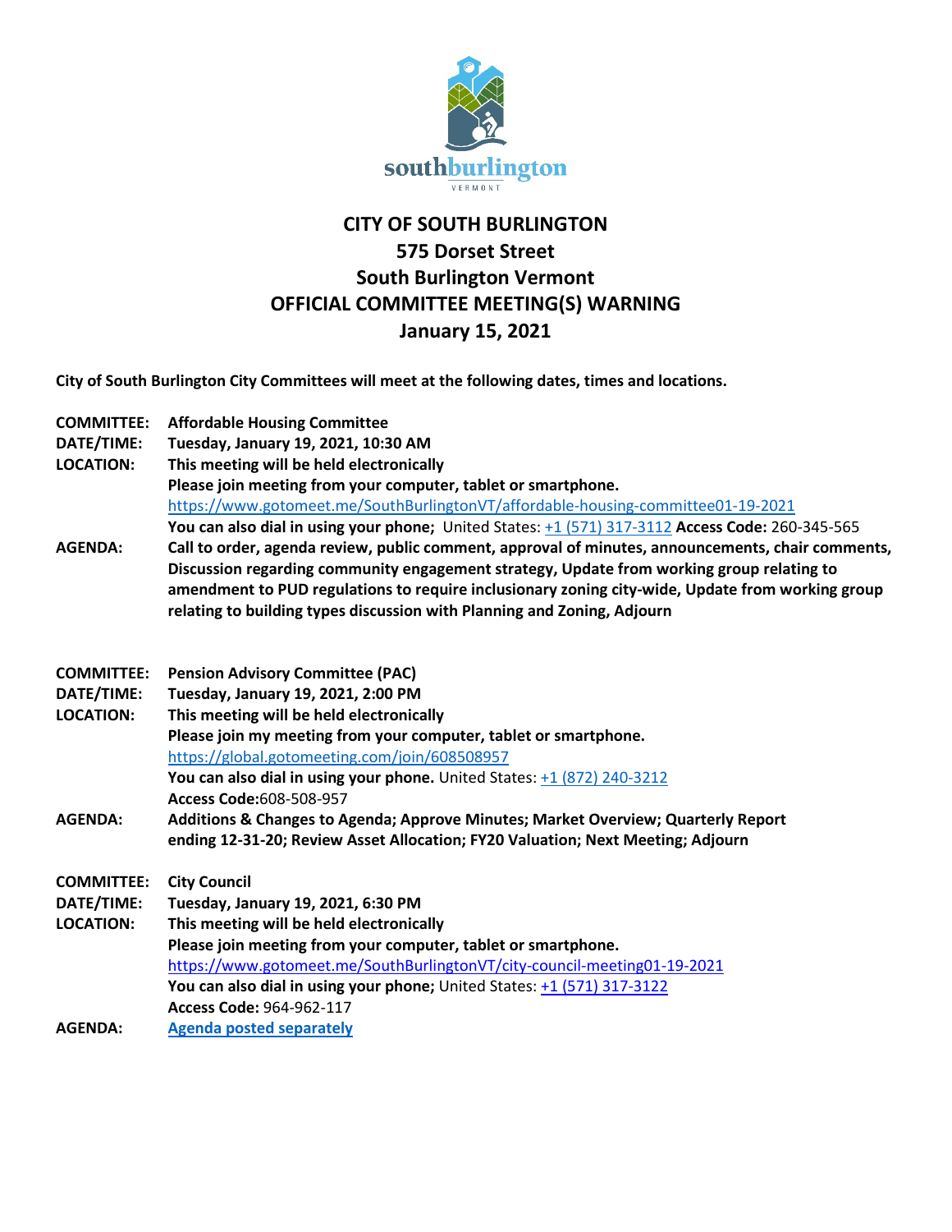# CITY OF SOUTH BURLINGTON
## 575 Dorset Street
## South Burlington Vermont
## OFFICIAL COMMITTEE MEETING(S) WARNING
## January 15, 2021

**City of South Burlington City Committees will meet at the following dates, times and locations.**

**COMMITTEE:** **Affordable Housing Committee**
**DATE/TIME:** **Tuesday, January 19, 2021, 10:30 AM**
**LOCATION:** **This meeting will be held electronically**
**Please join meeting from your computer, tablet or smartphone.**
https://www.gotomeet.me/SouthBurlingtonVT/affordable-housing-committee01-19-2021
**You can also dial in using your phone;** United States: +1 (571) 317-3112 **Access Code:** 260-345-565
**AGENDA:** **Call to order, agenda review, public comment, approval of minutes, announcements, chair comments, Discussion regarding community engagement strategy, Update from working group relating to amendment to PUD regulations to require inclusionary zoning city-wide, Update from working group relating to building types discussion with Planning and Zoning, Adjourn**

**COMMITTEE:** **Pension Advisory Committee (PAC)**
**DATE/TIME:** **Tuesday, January 19, 2021, 2:00 PM**
**LOCATION:** **This meeting will be held electronically**
**Please join my meeting from your computer, tablet or smartphone.**
https://global.gotomeeting.com/join/608508957
**You can also dial in using your phone.** United States: +1 (872) 240-3212
**Access Code:**608-508-957
**AGENDA:** **Additions & Changes to Agenda; Approve Minutes; Market Overview; Quarterly Report ending 12-31-20; Review Asset Allocation; FY20 Valuation; Next Meeting; Adjourn**

**COMMITTEE:** **City Council**
**DATE/TIME:** **Tuesday, January 19, 2021, 6:30 PM**
**LOCATION:** **This meeting will be held electronically**
**Please join meeting from your computer, tablet or smartphone.**
https://www.gotomeet.me/SouthBurlingtonVT/city-council-meeting01-19-2021
**You can also dial in using your phone;** United States: +1 (571) 317-3122
**Access Code:** 964-962-117
**AGENDA:** **Agenda posted separately**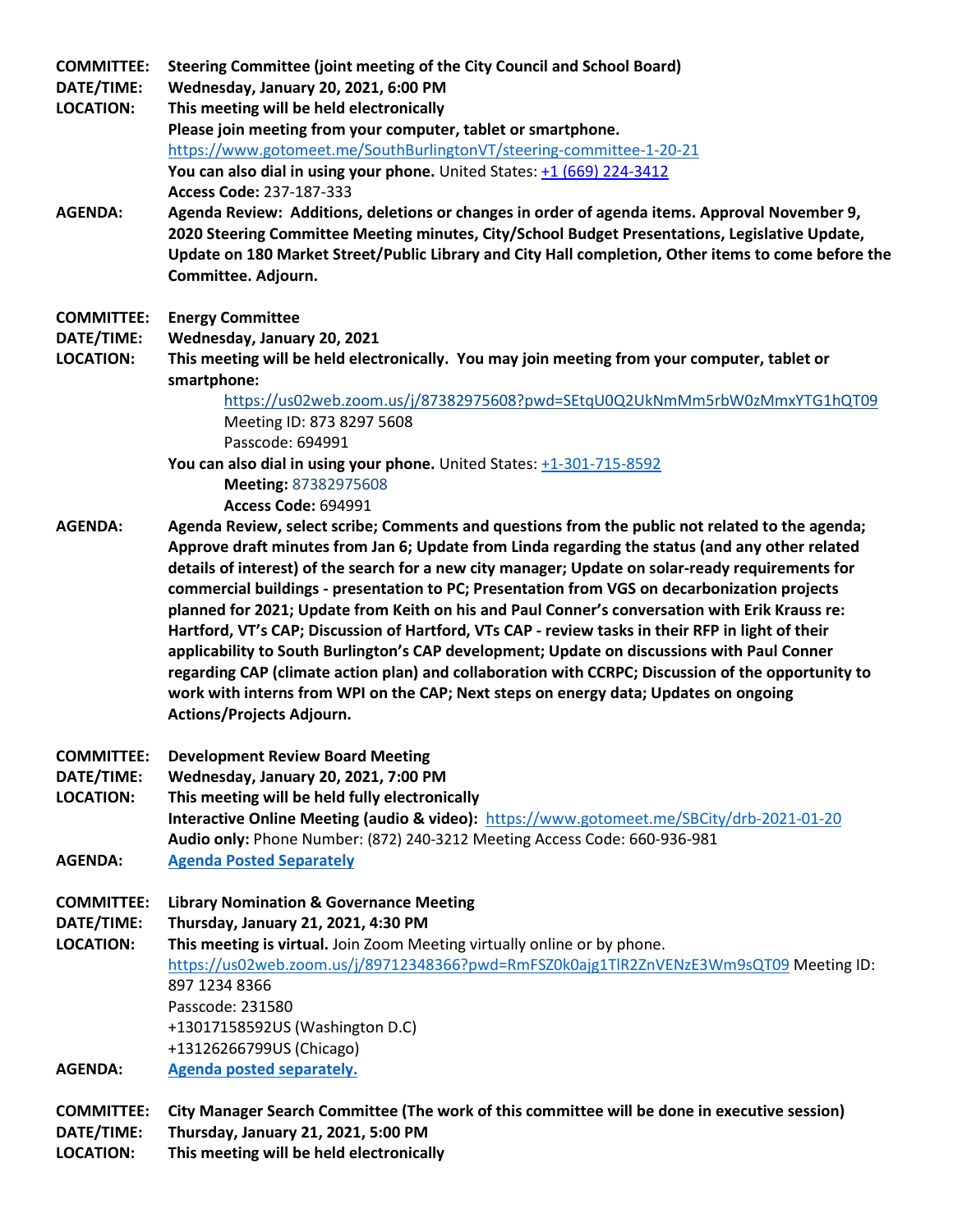**COMMITTEE:** **Steering Committee (joint meeting of the City Council and School Board)**
**DATE/TIME:** **Wednesday, January 20, 2021, 6:00 PM**
**LOCATION:** **This meeting will be held electronically**
**Please join meeting from your computer, tablet or smartphone.**
https://www.gotomeet.me/SouthBurlingtonVT/steering-committee-1-20-21
**You can also dial in using your phone.** United States: +1 (669) 224-3412
**Access Code:** 237-187-333
**AGENDA:** **Agenda Review: Additions, deletions or changes in order of agenda items. Approval November 9, 2020 Steering Committee Meeting minutes, City/School Budget Presentations, Legislative Update, Update on 180 Market Street/Public Library and City Hall completion, Other items to come before the Committee. Adjourn.**

**COMMITTEE:** **Energy Committee**
**DATE/TIME:** **Wednesday, January 20, 2021**
**LOCATION:** **This meeting will be held electronically. You may join meeting from your computer, tablet or smartphone:**
https://us02web.zoom.us/j/87382975608?pwd=SEtqU0Q2UkNmMm5rbW0zMmxYTG1hQT09
Meeting ID: 873 8297 5608
Passcode: 694991
**You can also dial in using your phone.** United States: +1-301-715-8592
**Meeting:** 87382975608
**Access Code:** 694991
**AGENDA:** **Agenda Review, select scribe; Comments and questions from the public not related to the agenda; Approve draft minutes from Jan 6; Update from Linda regarding the status (and any other related details of interest) of the search for a new city manager; Update on solar-ready requirements for commercial buildings - presentation to PC; Presentation from VGS on decarbonization projects planned for 2021; Update from Keith on his and Paul Conner's conversation with Erik Krauss re: Hartford, VT's CAP; Discussion of Hartford, VTs CAP - review tasks in their RFP in light of their applicability to South Burlington's CAP development; Update on discussions with Paul Conner regarding CAP (climate action plan) and collaboration with CCRPC; Discussion of the opportunity to work with interns from WPI on the CAP; Next steps on energy data; Updates on ongoing Actions/Projects Adjourn.**

**COMMITTEE:** **Development Review Board Meeting**
**DATE/TIME:** **Wednesday, January 20, 2021, 7:00 PM**
**LOCATION:** **This meeting will be held fully electronically**
**Interactive Online Meeting (audio & video):** https://www.gotomeet.me/SBCity/drb-2021-01-20
**Audio only:** Phone Number: (872) 240-3212 Meeting Access Code: 660-936-981
**AGENDA:** **Agenda Posted Separately**

**COMMITTEE:** **Library Nomination & Governance Meeting**
**DATE/TIME:** **Thursday, January 21, 2021, 4:30 PM**
**LOCATION:** **This meeting is virtual.** Join Zoom Meeting virtually online or by phone.
https://us02web.zoom.us/j/89712348366?pwd=RmFSZ0k0ajg1TlR2ZnVENzE3Wm9sQT09 Meeting ID: 897 1234 8366
Passcode: 231580
+13017158592US (Washington D.C)
+13126266799US (Chicago)
**AGENDA:** **Agenda posted separately.**

**COMMITTEE:** **City Manager Search Committee (The work of this committee will be done in executive session)**
**DATE/TIME:** **Thursday, January 21, 2021, 5:00 PM**
**LOCATION:** **This meeting will be held electronically**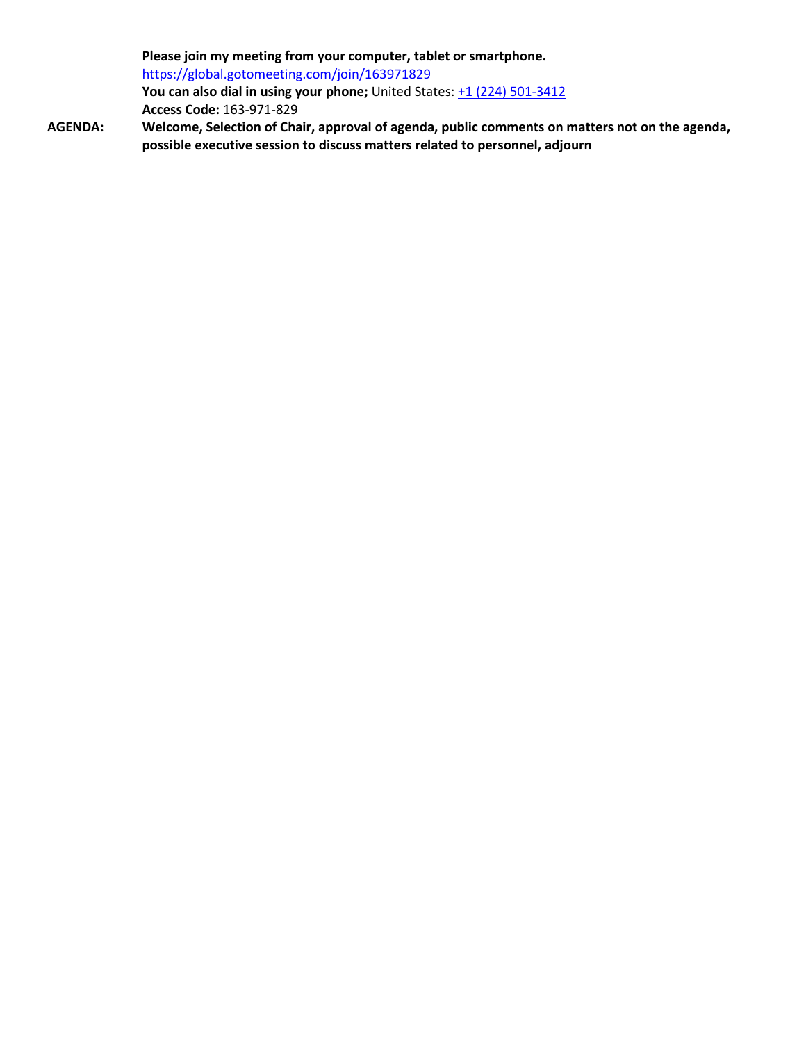**Please join my meeting from your computer, tablet or smartphone.**
https://global.gotomeeting.com/join/163971829
**You can also dial in using your phone;** United States: +1 (224) 501-3412
**Access Code:** 163-971-829

**AGENDA:** **Welcome, Selection of Chair, approval of agenda, public comments on matters not on the agenda, possible executive session to discuss matters related to personnel, adjourn**